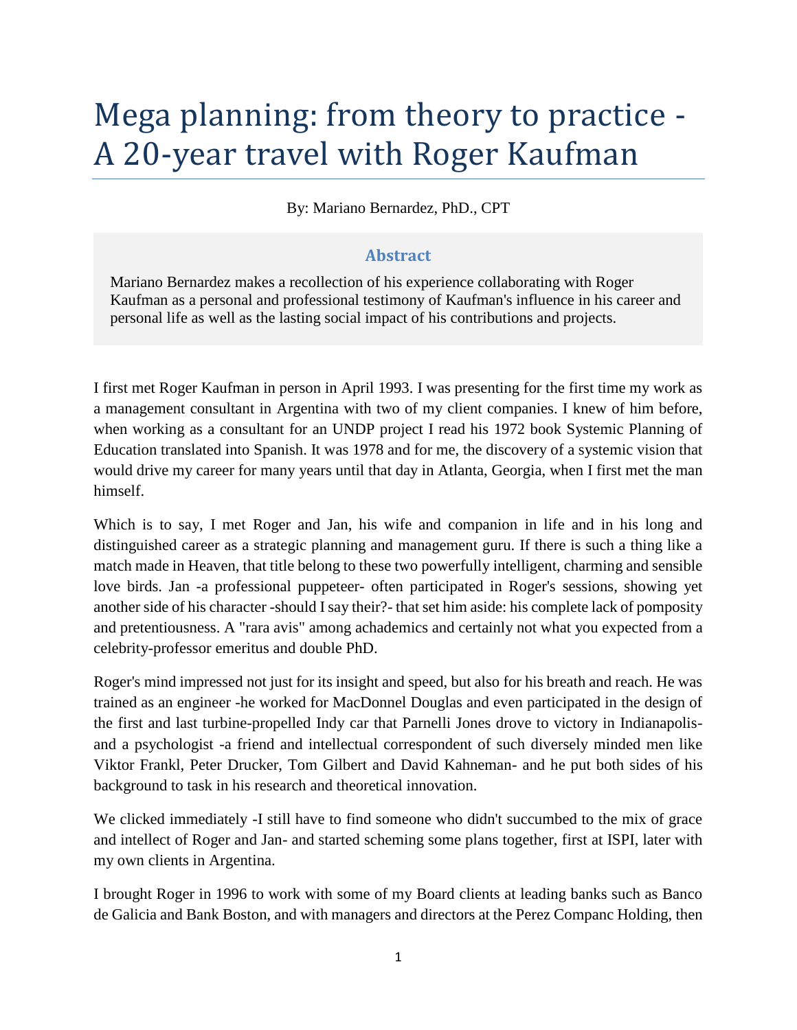# Mega planning: from theory to practice - A 20-year travel with Roger Kaufman

By: Mariano Bernardez, PhD., CPT

## Abstract

Mariano Bernardez makes a recollection of his experience collaborating with Roger Kaufman as a personal and professional testimony of Kaufman's influence in his career and personal life as well as the lasting social impact of his contributions and projects.

I first met Roger Kaufman in person in April 1993. I was presenting for the first time my work as a management consultant in Argentina with two of my client companies. I knew of him before, when working as a consultant for an UNDP project I read his 1972 book Systemic Planning of Education translated into Spanish. It was 1978 and for me, the discovery of a systemic vision that would drive my career for many years until that day in Atlanta, Georgia, when I first met the man himself.

Which is to say, I met Roger and Jan, his wife and companion in life and in his long and distinguished career as a strategic planning and management guru. If there is such a thing like a match made in Heaven, that title belong to these two powerfully intelligent, charming and sensible love birds. Jan -a professional puppeteer- often participated in Roger's sessions, showing yet another side of his character -should I say their?- that set him aside: his complete lack of pomposity and pretentiousness. A "rara avis" among achademics and certainly not what you expected from a celebrity-professor emeritus and double PhD.

Roger's mind impressed not just for its insight and speed, but also for his breath and reach. He was trained as an engineer -he worked for MacDonnel Douglas and even participated in the design of the first and last turbine-propelled Indy car that Parnelli Jones drove to victory in Indianapolis- and a psychologist -a friend and intellectual correspondent of such diversely minded men like Viktor Frankl, Peter Drucker, Tom Gilbert and David Kahneman- and he put both sides of his background to task in his research and theoretical innovation.

We clicked immediately -I still have to find someone who didn't succumbed to the mix of grace and intellect of Roger and Jan- and started scheming some plans together, first at ISPI, later with my own clients in Argentina.

I brought Roger in 1996 to work with some of my Board clients at leading banks such as Banco de Galicia and Bank Boston, and with managers and directors at the Perez Companc Holding, then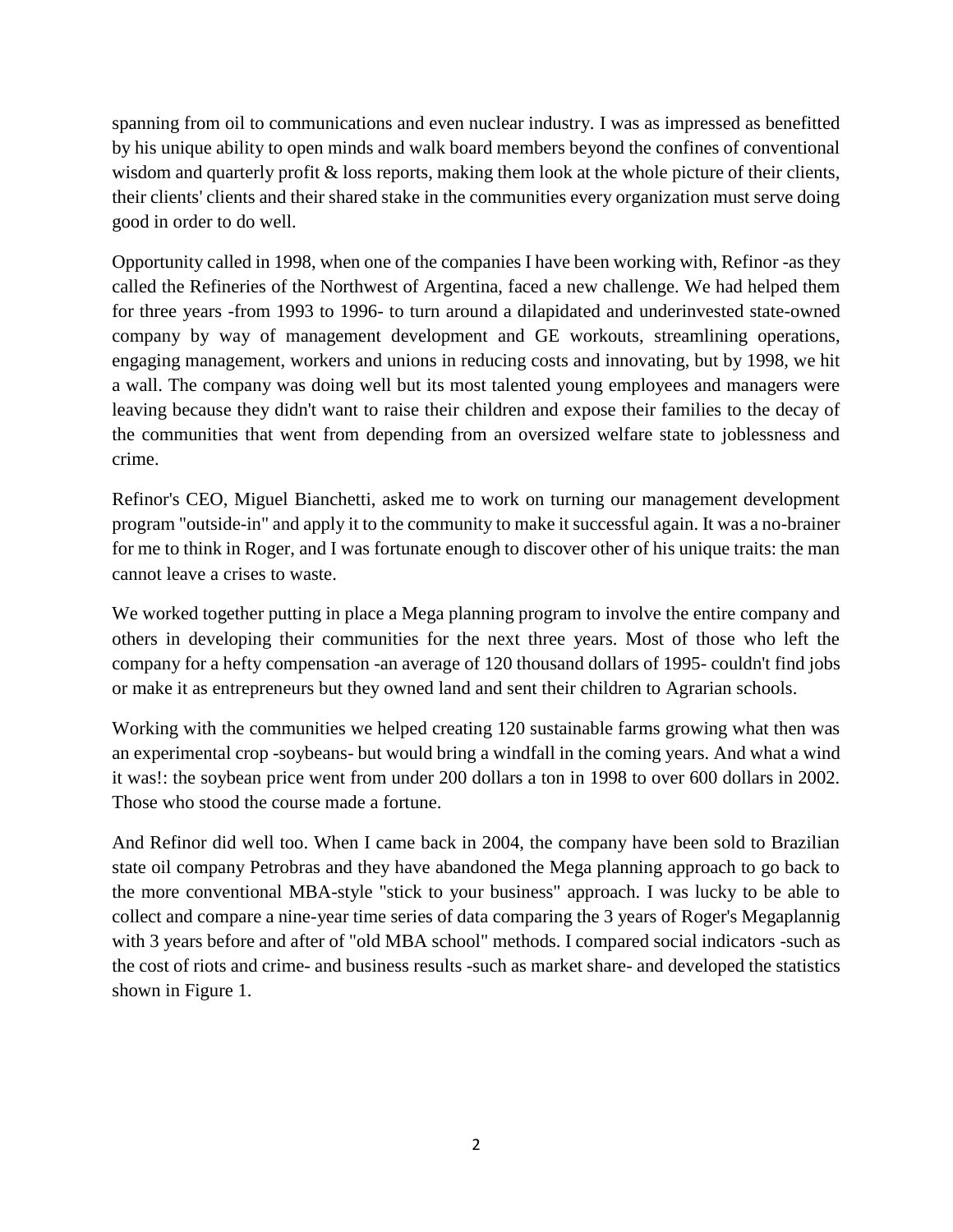spanning from oil to communications and even nuclear industry. I was as impressed as benefitted by his unique ability to open minds and walk board members beyond the confines of conventional wisdom and quarterly profit & loss reports, making them look at the whole picture of their clients, their clients' clients and their shared stake in the communities every organization must serve doing good in order to do well.

Opportunity called in 1998, when one of the companies I have been working with, Refinor -as they called the Refineries of the Northwest of Argentina, faced a new challenge. We had helped them for three years -from 1993 to 1996- to turn around a dilapidated and underinvested state-owned company by way of management development and GE workouts, streamlining operations, engaging management, workers and unions in reducing costs and innovating, but by 1998, we hit a wall. The company was doing well but its most talented young employees and managers were leaving because they didn't want to raise their children and expose their families to the decay of the communities that went from depending from an oversized welfare state to joblessness and crime.

Refinor's CEO, Miguel Bianchetti, asked me to work on turning our management development program "outside-in" and apply it to the community to make it successful again. It was a no-brainer for me to think in Roger, and I was fortunate enough to discover other of his unique traits: the man cannot leave a crises to waste.

We worked together putting in place a Mega planning program to involve the entire company and others in developing their communities for the next three years. Most of those who left the company for a hefty compensation -an average of 120 thousand dollars of 1995- couldn't find jobs or make it as entrepreneurs but they owned land and sent their children to Agrarian schools.

Working with the communities we helped creating 120 sustainable farms growing what then was an experimental crop -soybeans- but would bring a windfall in the coming years. And what a wind it was!: the soybean price went from under 200 dollars a ton in 1998 to over 600 dollars in 2002. Those who stood the course made a fortune.

And Refinor did well too. When I came back in 2004, the company have been sold to Brazilian state oil company Petrobras and they have abandoned the Mega planning approach to go back to the more conventional MBA-style "stick to your business" approach. I was lucky to be able to collect and compare a nine-year time series of data comparing the 3 years of Roger's Megaplannig with 3 years before and after of "old MBA school" methods. I compared social indicators -such as the cost of riots and crime- and business results -such as market share- and developed the statistics shown in Figure 1.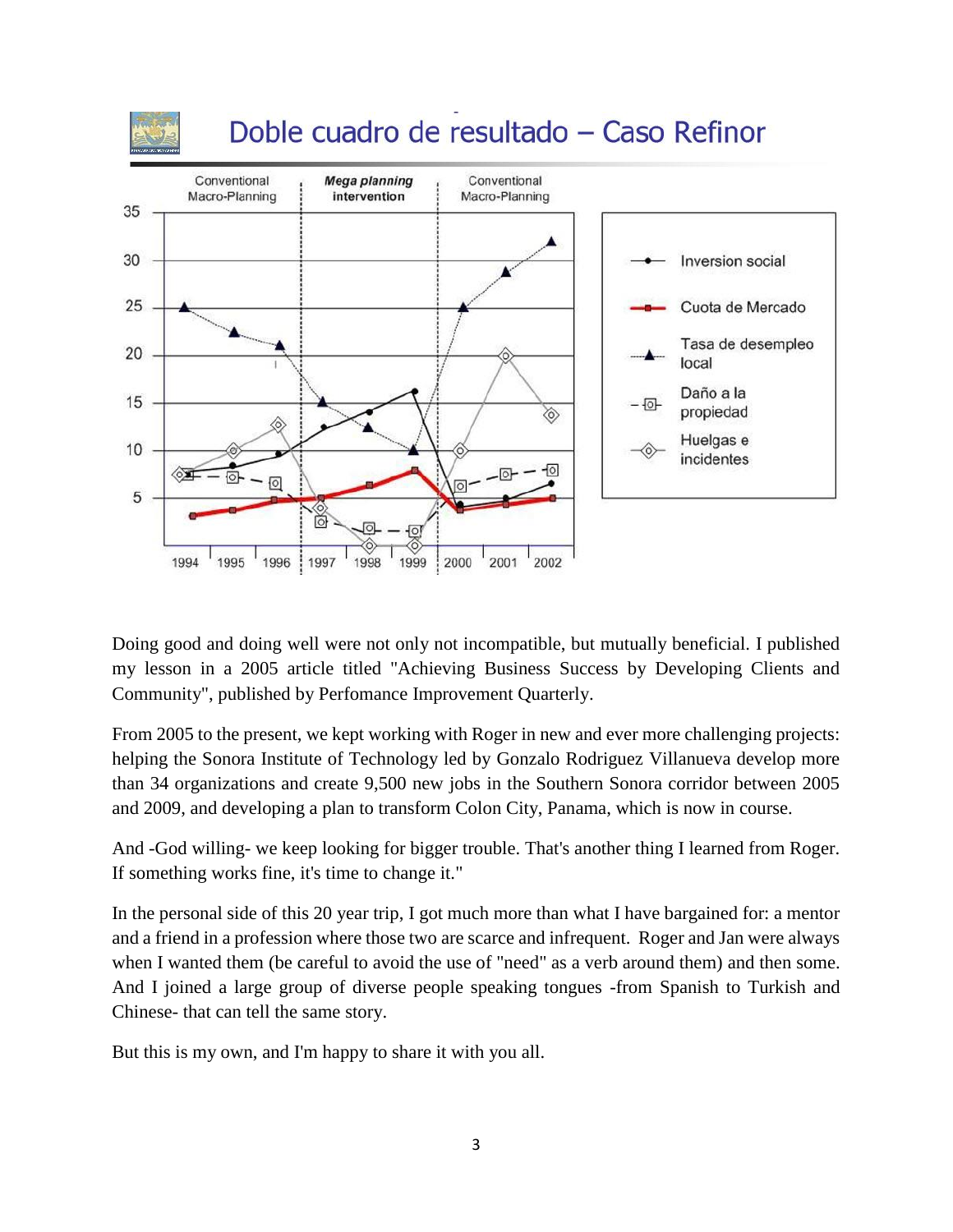## Doble cuadro de resultado – Caso Refinor

Doing good and doing well were not only not incompatible, but mutually beneficial. I published my lesson in a 2005 article titled "Achieving Business Success by Developing Clients and Community", published by Perfomance Improvement Quarterly.

From 2005 to the present, we kept working with Roger in new and ever more challenging projects: helping the Sonora Institute of Technology led by Gonzalo Rodriguez Villanueva develop more than 34 organizations and create 9,500 new jobs in the Southern Sonora corridor between 2005 and 2009, and developing a plan to transform Colon City, Panama, which is now in course.

And -God willing- we keep looking for bigger trouble. That's another thing I learned from Roger. If something works fine, it's time to change it."

In the personal side of this 20 year trip, I got much more than what I have bargained for: a mentor and a friend in a profession where those two are scarce and infrequent. Roger and Jan were always when I wanted them (be careful to avoid the use of "need" as a verb around them) and then some. And I joined a large group of diverse people speaking tongues -from Spanish to Turkish and Chinese- that can tell the same story.

But this is my own, and I'm happy to share it with you all.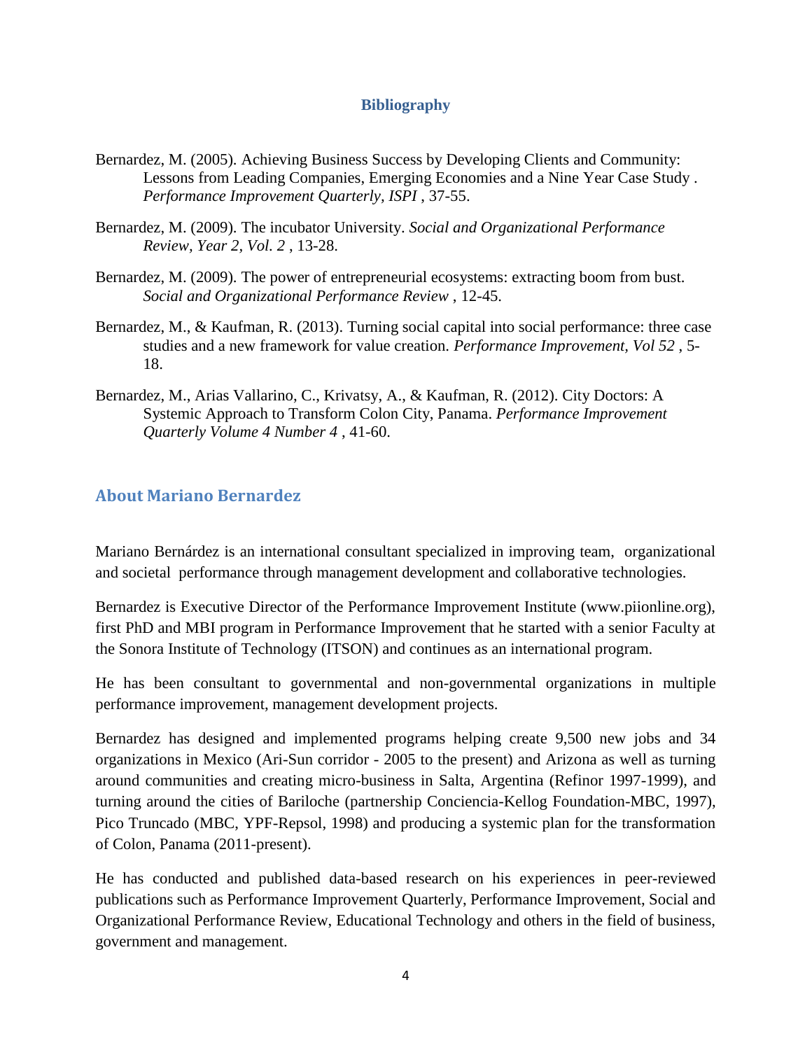## Bibliography

Bernardez, M. (2005). Achieving Business Success by Developing Clients and Community: Lessons from Leading Companies, Emerging Economies and a Nine Year Case Study . *Performance Improvement Quarterly, ISPI* , 37-55.

Bernardez, M. (2009). The incubator University. *Social and Organizational Performance Review, Year 2, Vol. 2* , 13-28.

Bernardez, M. (2009). The power of entrepreneurial ecosystems: extracting boom from bust. *Social and Organizational Performance Review* , 12-45.

Bernardez, M., & Kaufman, R. (2013). Turning social capital into social performance: three case studies and a new framework for value creation. *Performance Improvement, Vol 52* , 5-18.

Bernardez, M., Arias Vallarino, C., Krivatsy, A., & Kaufman, R. (2012). City Doctors: A Systemic Approach to Transform Colon City, Panama. *Performance Improvement Quarterly Volume 4 Number 4* , 41-60.

## About Mariano Bernardez

Mariano Bernárdez is an international consultant specialized in improving team, organizational and societal performance through management development and collaborative technologies.

Bernardez is Executive Director of the Performance Improvement Institute (www.piionline.org), first PhD and MBI program in Performance Improvement that he started with a senior Faculty at the Sonora Institute of Technology (ITSON) and continues as an international program.

He has been consultant to governmental and non-governmental organizations in multiple performance improvement, management development projects.

Bernardez has designed and implemented programs helping create 9,500 new jobs and 34 organizations in Mexico (Ari-Sun corridor - 2005 to the present) and Arizona as well as turning around communities and creating micro-business in Salta, Argentina (Refinor 1997-1999), and turning around the cities of Bariloche (partnership Conciencia-Kellog Foundation-MBC, 1997), Pico Truncado (MBC, YPF-Repsol, 1998) and producing a systemic plan for the transformation of Colon, Panama (2011-present).

He has conducted and published data-based research on his experiences in peer-reviewed publications such as Performance Improvement Quarterly, Performance Improvement, Social and Organizational Performance Review, Educational Technology and others in the field of business, government and management.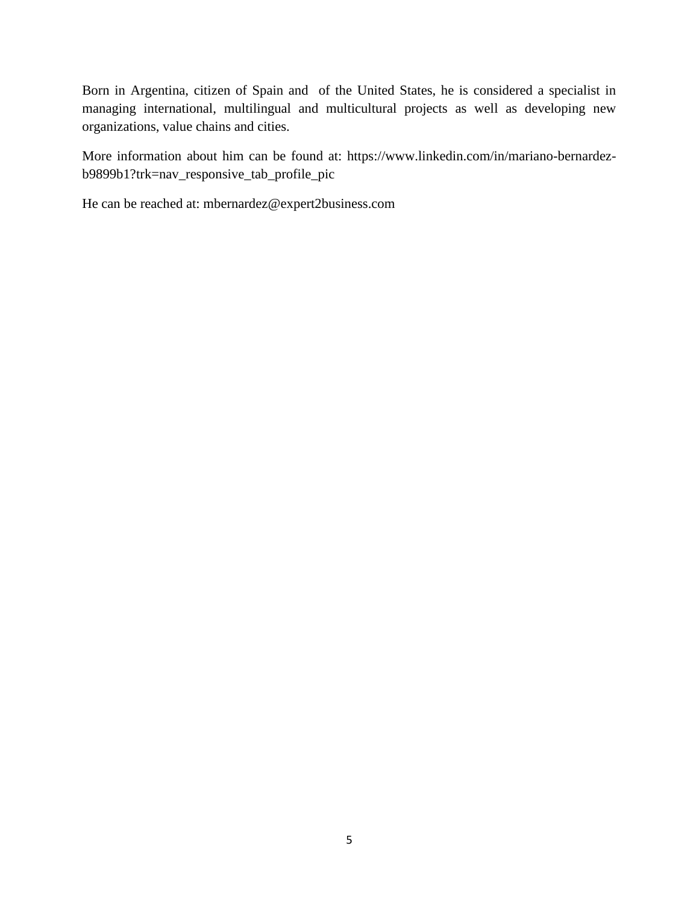Born in Argentina, citizen of Spain and of the United States, he is considered a specialist in managing international, multilingual and multicultural projects as well as developing new organizations, value chains and cities.

More information about him can be found at: https://www.linkedin.com/in/mariano-bernardez-b9899b1?trk=nav_responsive_tab_profile_pic

He can be reached at: mbernardez@expert2business.com